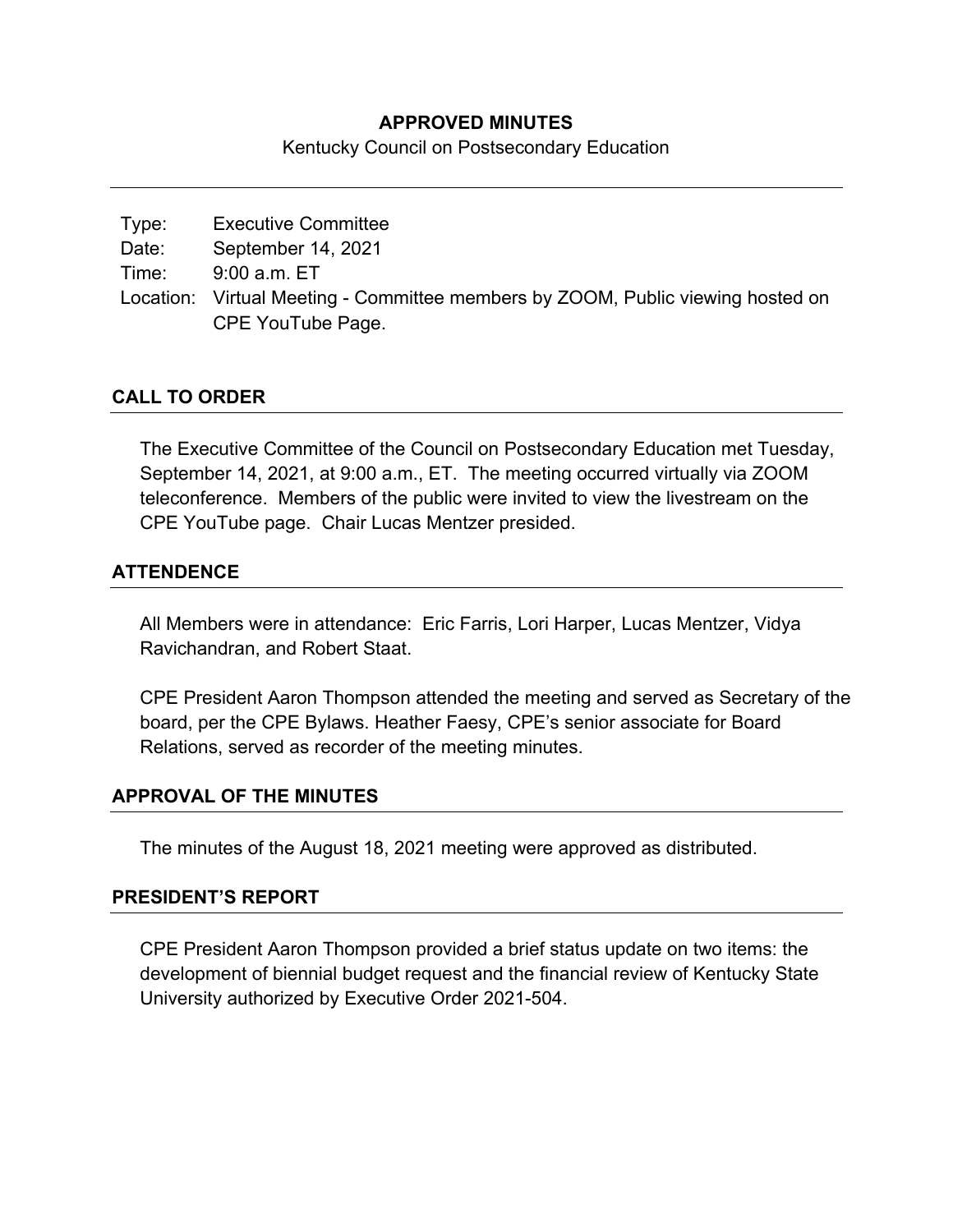**APPROVED MINUTES**

Kentucky Council on Postsecondary Education

| | |
|---|---|
| Type: | Executive Committee |
| Date: | September 14, 2021 |
| Time: | 9:00 a.m. ET |
| Location: | Virtual Meeting - Committee members by ZOOM, Public viewing hosted on CPE YouTube Page. |

## CALL TO ORDER

The Executive Committee of the Council on Postsecondary Education met Tuesday, September 14, 2021, at 9:00 a.m., ET. The meeting occurred virtually via ZOOM teleconference. Members of the public were invited to view the livestream on the CPE YouTube page. Chair Lucas Mentzer presided.

## ATTENDENCE

All Members were in attendance: Eric Farris, Lori Harper, Lucas Mentzer, Vidya Ravichandran, and Robert Staat.

CPE President Aaron Thompson attended the meeting and served as Secretary of the board, per the CPE Bylaws. Heather Faesy, CPE's senior associate for Board Relations, served as recorder of the meeting minutes.

## APPROVAL OF THE MINUTES

The minutes of the August 18, 2021 meeting were approved as distributed.

## PRESIDENT'S REPORT

CPE President Aaron Thompson provided a brief status update on two items: the development of biennial budget request and the financial review of Kentucky State University authorized by Executive Order 2021-504.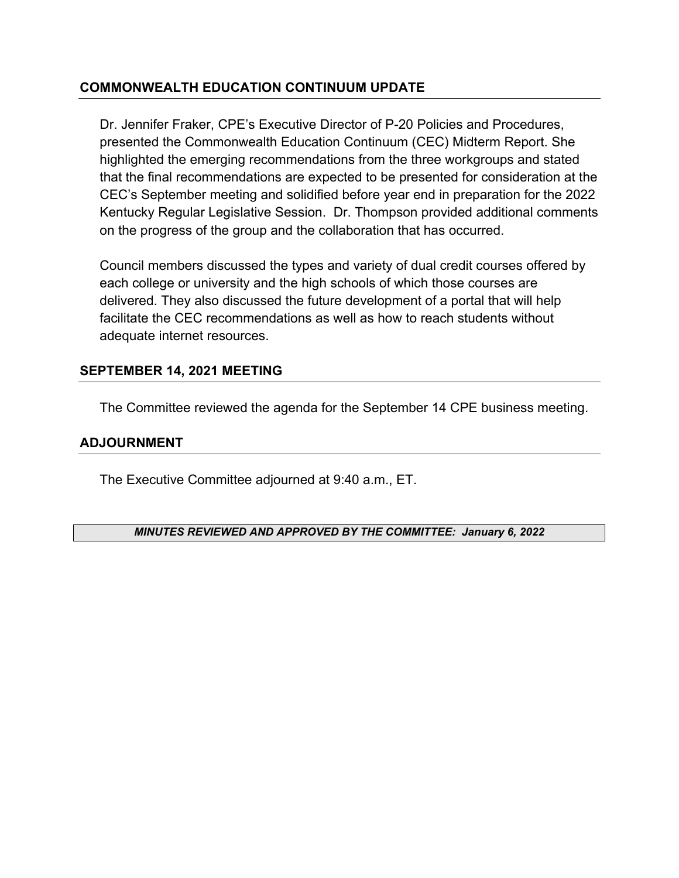## COMMONWEALTH EDUCATION CONTINUUM UPDATE

Dr. Jennifer Fraker, CPE's Executive Director of P-20 Policies and Procedures, presented the Commonwealth Education Continuum (CEC) Midterm Report. She highlighted the emerging recommendations from the three workgroups and stated that the final recommendations are expected to be presented for consideration at the CEC's September meeting and solidified before year end in preparation for the 2022 Kentucky Regular Legislative Session. Dr. Thompson provided additional comments on the progress of the group and the collaboration that has occurred.

Council members discussed the types and variety of dual credit courses offered by each college or university and the high schools of which those courses are delivered. They also discussed the future development of a portal that will help facilitate the CEC recommendations as well as how to reach students without adequate internet resources.

## SEPTEMBER 14, 2021 MEETING

The Committee reviewed the agenda for the September 14 CPE business meeting.

## ADJOURNMENT

The Executive Committee adjourned at 9:40 a.m., ET.

***MINUTES REVIEWED AND APPROVED BY THE COMMITTEE: January 6, 2022***